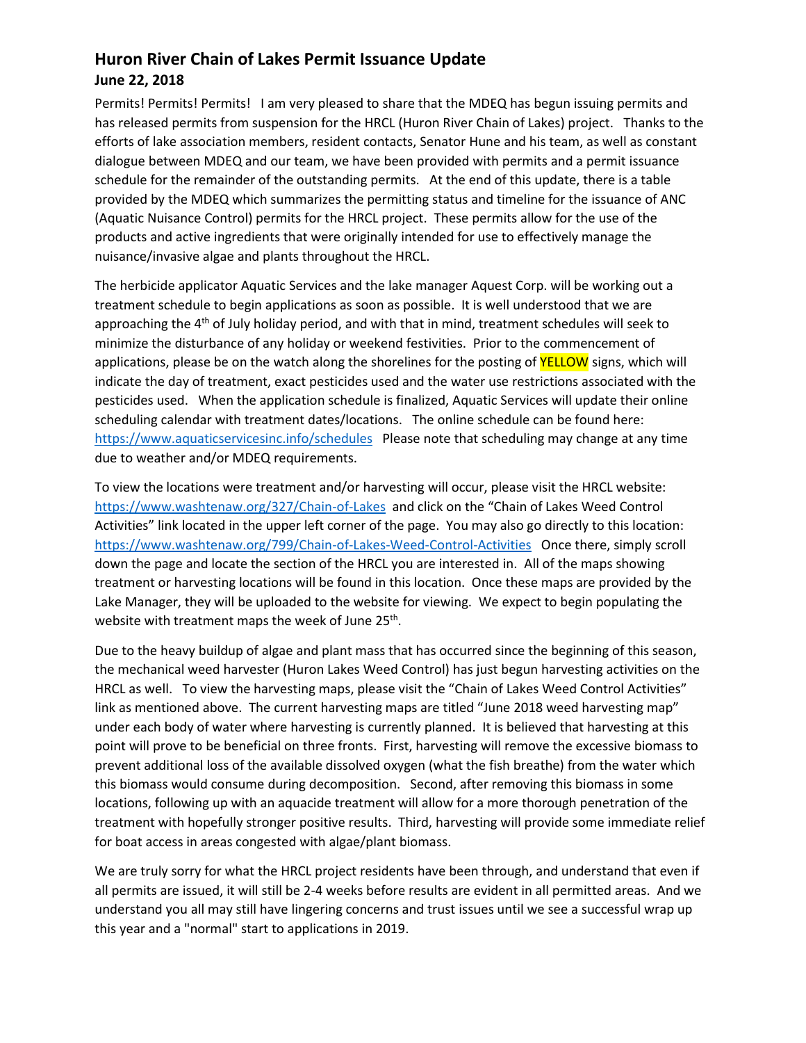# Huron River Chain of Lakes Permit Issuance Update

## June 22, 2018

Permits! Permits! Permits! I am very pleased to share that the MDEQ has begun issuing permits and has released permits from suspension for the HRCL (Huron River Chain of Lakes) project. Thanks to the efforts of lake association members, resident contacts, Senator Hune and his team, as well as constant dialogue between MDEQ and our team, we have been provided with permits and a permit issuance schedule for the remainder of the outstanding permits. At the end of this update, there is a table provided by the MDEQ which summarizes the permitting status and timeline for the issuance of ANC (Aquatic Nuisance Control) permits for the HRCL project. These permits allow for the use of the products and active ingredients that were originally intended for use to effectively manage the nuisance/invasive algae and plants throughout the HRCL.

The herbicide applicator Aquatic Services and the lake manager Aquest Corp. will be working out a treatment schedule to begin applications as soon as possible. It is well understood that we are approaching the 4th of July holiday period, and with that in mind, treatment schedules will seek to minimize the disturbance of any holiday or weekend festivities. Prior to the commencement of applications, please be on the watch along the shorelines for the posting of YELLOW signs, which will indicate the day of treatment, exact pesticides used and the water use restrictions associated with the pesticides used. When the application schedule is finalized, Aquatic Services will update their online scheduling calendar with treatment dates/locations. The online schedule can be found here: https://www.aquaticservicesinc.info/schedules Please note that scheduling may change at any time due to weather and/or MDEQ requirements.

To view the locations were treatment and/or harvesting will occur, please visit the HRCL website: https://www.washtenaw.org/327/Chain-of-Lakes and click on the "Chain of Lakes Weed Control Activities" link located in the upper left corner of the page. You may also go directly to this location: https://www.washtenaw.org/799/Chain-of-Lakes-Weed-Control-Activities Once there, simply scroll down the page and locate the section of the HRCL you are interested in. All of the maps showing treatment or harvesting locations will be found in this location. Once these maps are provided by the Lake Manager, they will be uploaded to the website for viewing. We expect to begin populating the website with treatment maps the week of June 25th.

Due to the heavy buildup of algae and plant mass that has occurred since the beginning of this season, the mechanical weed harvester (Huron Lakes Weed Control) has just begun harvesting activities on the HRCL as well. To view the harvesting maps, please visit the "Chain of Lakes Weed Control Activities" link as mentioned above. The current harvesting maps are titled "June 2018 weed harvesting map" under each body of water where harvesting is currently planned. It is believed that harvesting at this point will prove to be beneficial on three fronts. First, harvesting will remove the excessive biomass to prevent additional loss of the available dissolved oxygen (what the fish breathe) from the water which this biomass would consume during decomposition. Second, after removing this biomass in some locations, following up with an aquacide treatment will allow for a more thorough penetration of the treatment with hopefully stronger positive results. Third, harvesting will provide some immediate relief for boat access in areas congested with algae/plant biomass.

We are truly sorry for what the HRCL project residents have been through, and understand that even if all permits are issued, it will still be 2-4 weeks before results are evident in all permitted areas. And we understand you all may still have lingering concerns and trust issues until we see a successful wrap up this year and a "normal" start to applications in 2019.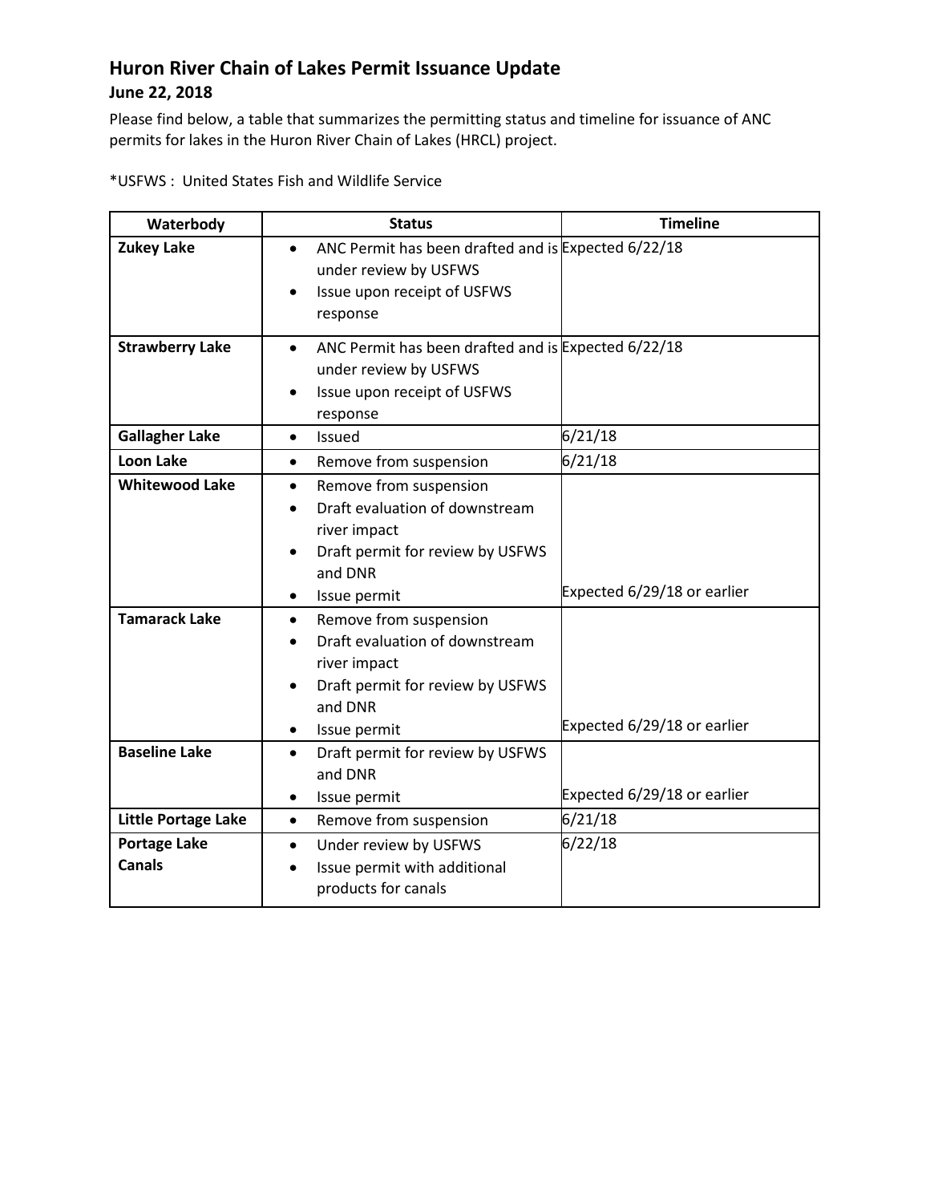# Huron River Chain of Lakes Permit Issuance Update

## June 22, 2018

Please find below, a table that summarizes the permitting status and timeline for issuance of ANC permits for lakes in the Huron River Chain of Lakes (HRCL) project.

*USFWS : United States Fish and Wildlife Service

| Waterbody | Status | Timeline |
|---|---|---|
| **Zukey Lake** | • ANC Permit has been drafted and is under review by USFWS<br>• Issue upon receipt of USFWS response | Expected 6/22/18 |
| **Strawberry Lake** | • ANC Permit has been drafted and is under review by USFWS<br>• Issue upon receipt of USFWS response | Expected 6/22/18 |
| **Gallagher Lake** | • Issued | 6/21/18 |
| **Loon Lake** | • Remove from suspension | 6/21/18 |
| **Whitewood Lake** | • Remove from suspension<br>• Draft evaluation of downstream river impact<br>• Draft permit for review by USFWS and DNR<br>• Issue permit | Expected 6/29/18 or earlier |
| **Tamarack Lake** | • Remove from suspension<br>• Draft evaluation of downstream river impact<br>• Draft permit for review by USFWS and DNR<br>• Issue permit | Expected 6/29/18 or earlier |
| **Baseline Lake** | • Draft permit for review by USFWS and DNR<br>• Issue permit | Expected 6/29/18 or earlier |
| **Little Portage Lake** | • Remove from suspension | 6/21/18 |
| **Portage Lake Canals** | • Under review by USFWS<br>• Issue permit with additional products for canals | 6/22/18 |